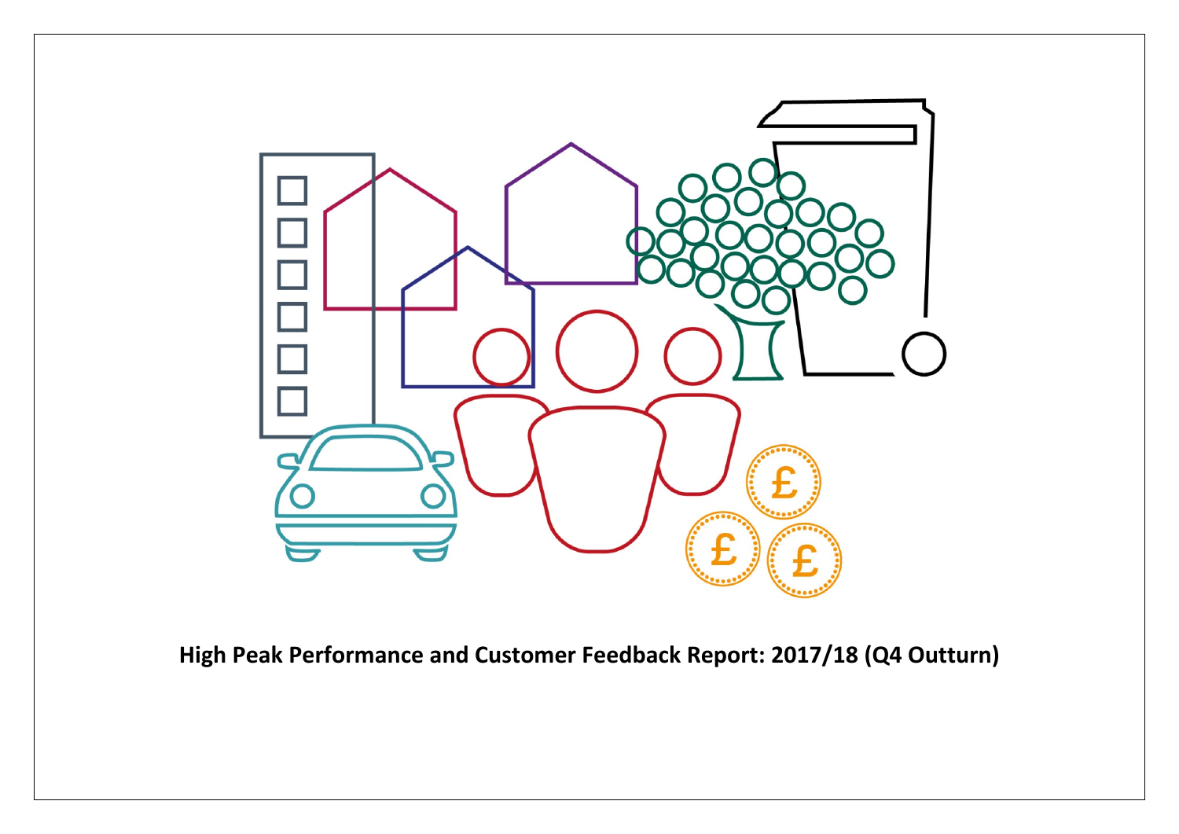# High Peak Performance and Customer Feedback Report: 2017/18 (Q4 Outturn)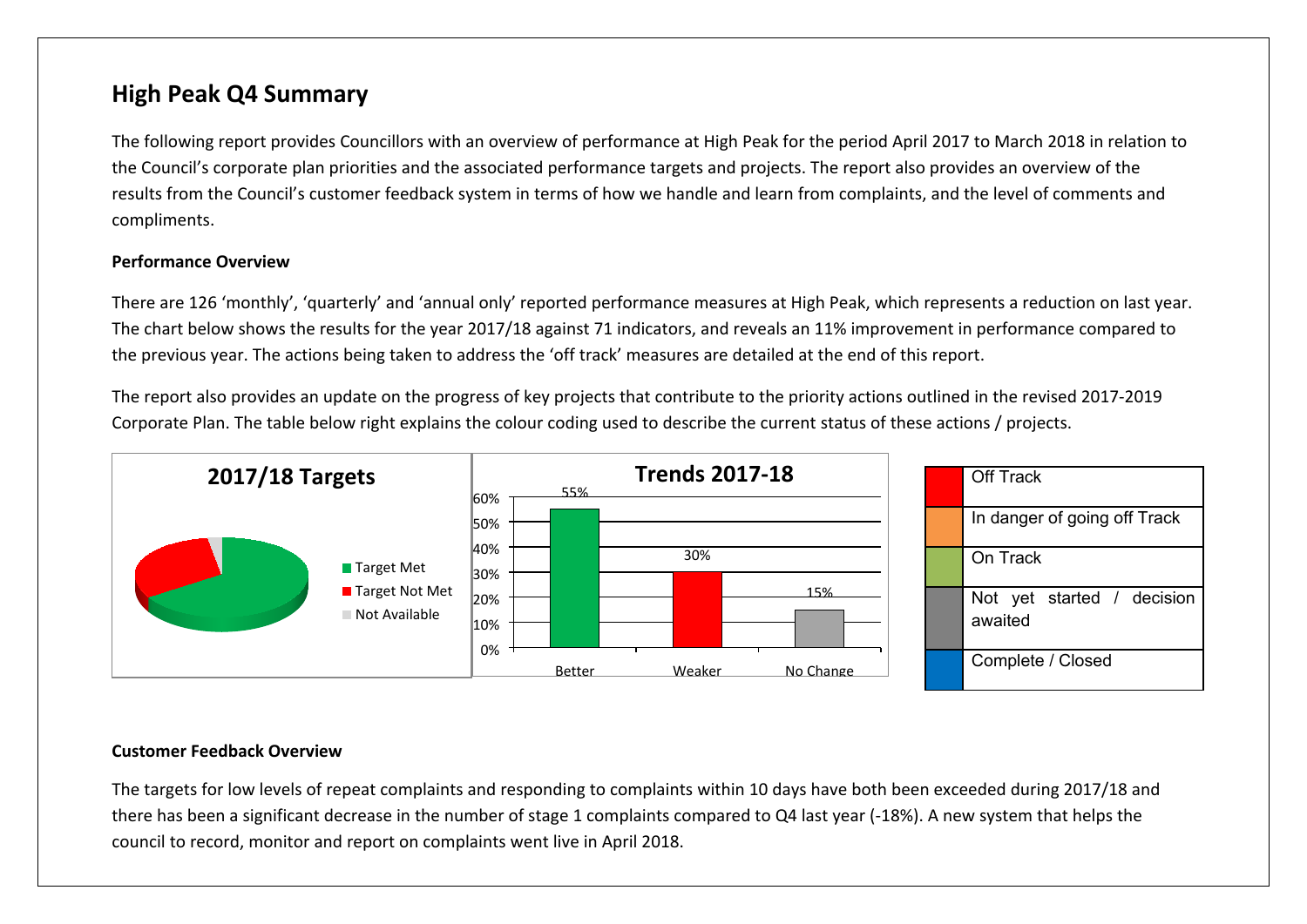## High Peak Q4 Summary

The following report provides Councillors with an overview of performance at High Peak for the period April 2017 to March 2018 in relation to the Council's corporate plan priorities and the associated performance targets and projects. The report also provides an overview of the results from the Council's customer feedback system in terms of how we handle and learn from complaints, and the level of comments and compliments.

**Performance Overview**

There are 126 'monthly', 'quarterly' and 'annual only' reported performance measures at High Peak, which represents a reduction on last year. The chart below shows the results for the year 2017/18 against 71 indicators, and reveals an 11% improvement in performance compared to the previous year. The actions being taken to address the 'off track' measures are detailed at the end of this report.

The report also provides an update on the progress of key projects that contribute to the priority actions outlined in the revised 2017-2019 Corporate Plan. The table below right explains the colour coding used to describe the current status of these actions / projects.

**2017/18 Targets**

- Target Met
- Target Not Met
- Not Available

**Trends 2017-18**

| Better | Weaker | No Change |
|---|---|---|
| 55% | 30% | 15% |

| Colour | Status |
|---|---|
| Red | Off Track |
| Orange | In danger of going off Track |
| Green | On Track |
| Grey | Not yet started / decision awaited |
| Blue | Complete / Closed |

**Customer Feedback Overview**

The targets for low levels of repeat complaints and responding to complaints within 10 days have both been exceeded during 2017/18 and there has been a significant decrease in the number of stage 1 complaints compared to Q4 last year (-18%). A new system that helps the council to record, monitor and report on complaints went live in April 2018.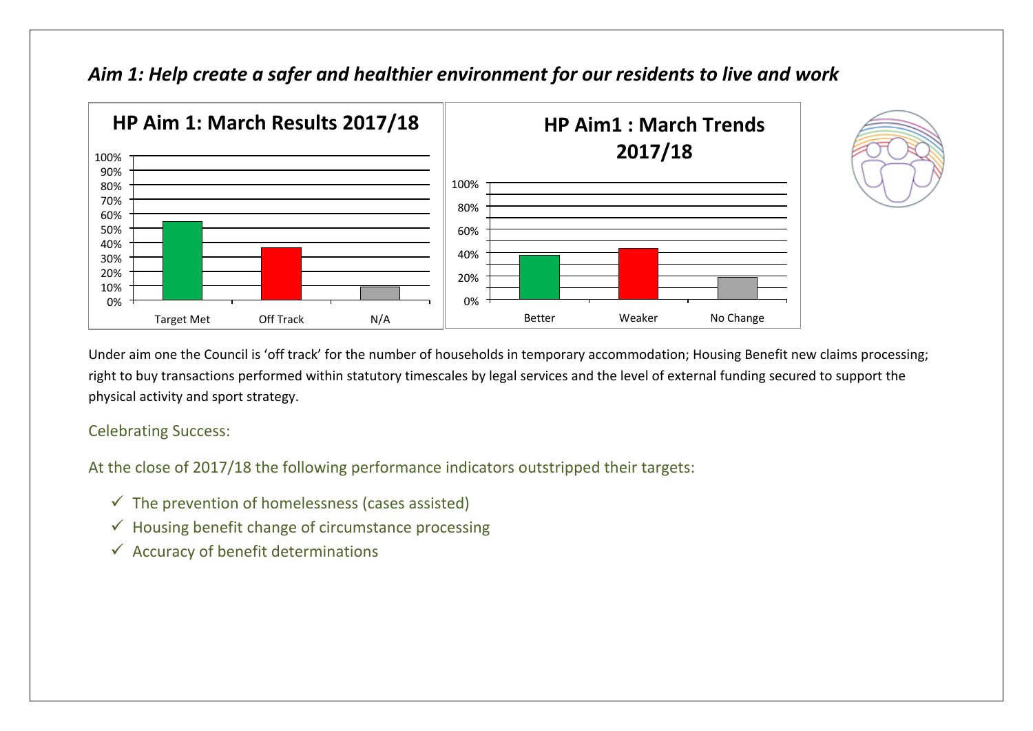## *Aim 1: Help create a safer and healthier environment for our residents to live and work*

**HP Aim 1: March Results 2017/18**

**HP Aim1 : March Trends 2017/18**

Under aim one the Council is 'off track' for the number of households in temporary accommodation; Housing Benefit new claims processing; right to buy transactions performed within statutory timescales by legal services and the level of external funding secured to support the physical activity and sport strategy.

Celebrating Success:

At the close of 2017/18 the following performance indicators outstripped their targets:

- ✓ The prevention of homelessness (cases assisted)
- ✓ Housing benefit change of circumstance processing
- ✓ Accuracy of benefit determinations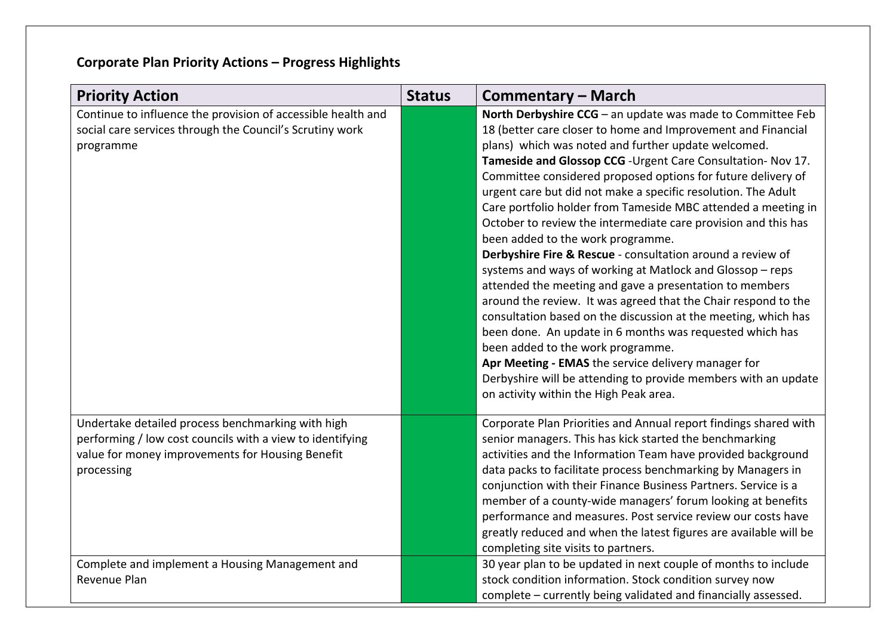**Corporate Plan Priority Actions – Progress Highlights**

| Priority Action | Status | Commentary – March |
|---|---|---|
| Continue to influence the provision of accessible health and social care services through the Council's Scrutiny work programme | | **North Derbyshire CCG** – an update was made to Committee Feb 18 (better care closer to home and Improvement and Financial plans) which was noted and further update welcomed.<br>**Tameside and Glossop CCG** -Urgent Care Consultation- Nov 17. Committee considered proposed options for future delivery of urgent care but did not make a specific resolution. The Adult Care portfolio holder from Tameside MBC attended a meeting in October to review the intermediate care provision and this has been added to the work programme.<br>**Derbyshire Fire & Rescue** - consultation around a review of systems and ways of working at Matlock and Glossop – reps attended the meeting and gave a presentation to members around the review. It was agreed that the Chair respond to the consultation based on the discussion at the meeting, which has been done. An update in 6 months was requested which has been added to the work programme.<br>**Apr Meeting - EMAS** the service delivery manager for Derbyshire will be attending to provide members with an update on activity within the High Peak area. |
| Undertake detailed process benchmarking with high performing / low cost councils with a view to identifying value for money improvements for Housing Benefit processing | | Corporate Plan Priorities and Annual report findings shared with senior managers. This has kick started the benchmarking activities and the Information Team have provided background data packs to facilitate process benchmarking by Managers in conjunction with their Finance Business Partners. Service is a member of a county-wide managers' forum looking at benefits performance and measures. Post service review our costs have greatly reduced and when the latest figures are available will be completing site visits to partners. |
| Complete and implement a Housing Management and Revenue Plan | | 30 year plan to be updated in next couple of months to include stock condition information. Stock condition survey now complete – currently being validated and financially assessed. |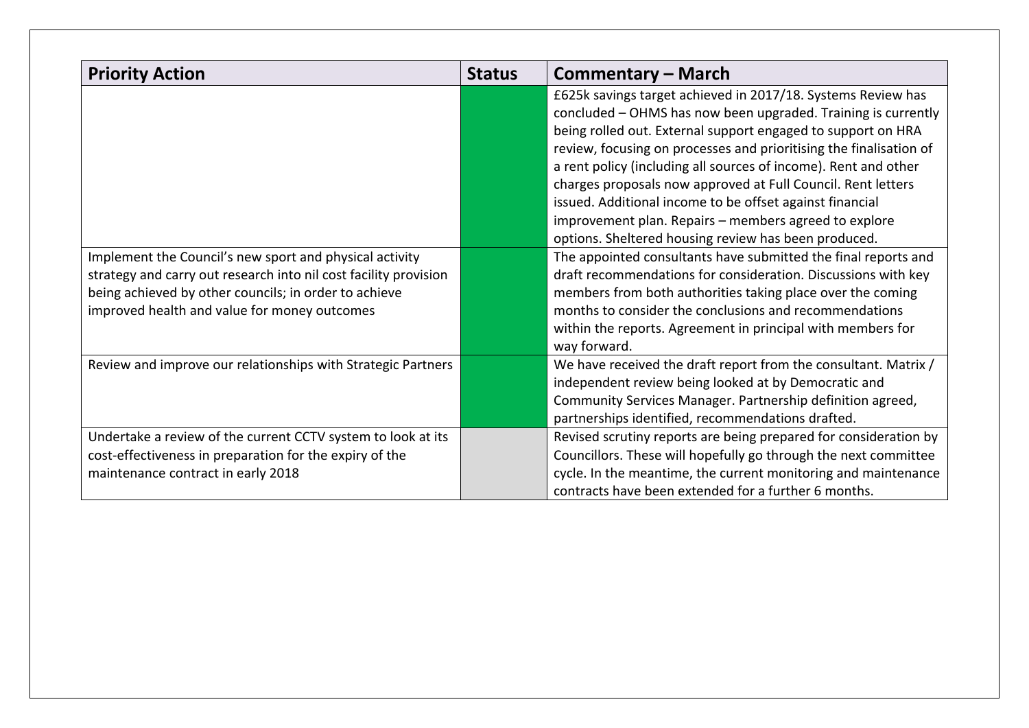| Priority Action | Status | Commentary – March |
|---|---|---|
| | | £625k savings target achieved in 2017/18. Systems Review has concluded – OHMS has now been upgraded. Training is currently being rolled out. External support engaged to support on HRA review, focusing on processes and prioritising the finalisation of a rent policy (including all sources of income). Rent and other charges proposals now approved at Full Council. Rent letters issued. Additional income to be offset against financial improvement plan. Repairs – members agreed to explore options. Sheltered housing review has been produced. |
| Implement the Council's new sport and physical activity strategy and carry out research into nil cost facility provision being achieved by other councils; in order to achieve improved health and value for money outcomes | | The appointed consultants have submitted the final reports and draft recommendations for consideration. Discussions with key members from both authorities taking place over the coming months to consider the conclusions and recommendations within the reports. Agreement in principal with members for way forward. |
| Review and improve our relationships with Strategic Partners | | We have received the draft report from the consultant. Matrix / independent review being looked at by Democratic and Community Services Manager. Partnership definition agreed, partnerships identified, recommendations drafted. |
| Undertake a review of the current CCTV system to look at its cost-effectiveness in preparation for the expiry of the maintenance contract in early 2018 | | Revised scrutiny reports are being prepared for consideration by Councillors. These will hopefully go through the next committee cycle. In the meantime, the current monitoring and maintenance contracts have been extended for a further 6 months. |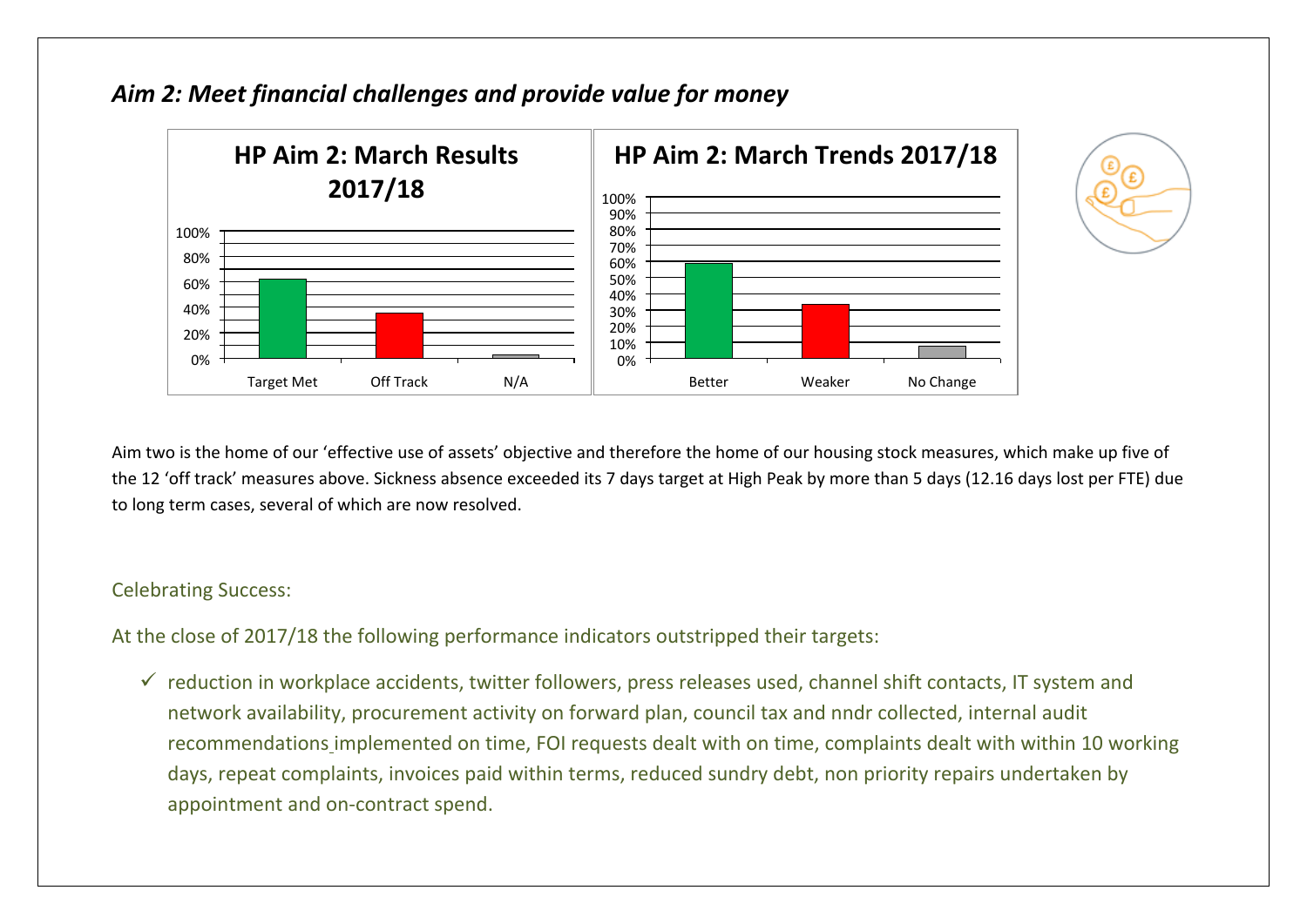## *Aim 2: Meet financial challenges and provide value for money*

Aim two is the home of our 'effective use of assets' objective and therefore the home of our housing stock measures, which make up five of the 12 'off track' measures above. Sickness absence exceeded its 7 days target at High Peak by more than 5 days (12.16 days lost per FTE) due to long term cases, several of which are now resolved.

Celebrating Success:

At the close of 2017/18 the following performance indicators outstripped their targets:

- ✓ reduction in workplace accidents, twitter followers, press releases used, channel shift contacts, IT system and network availability, procurement activity on forward plan, council tax and nndr collected, internal audit recommendations implemented on time, FOI requests dealt with on time, complaints dealt with within 10 working days, repeat complaints, invoices paid within terms, reduced sundry debt, non priority repairs undertaken by appointment and on-contract spend.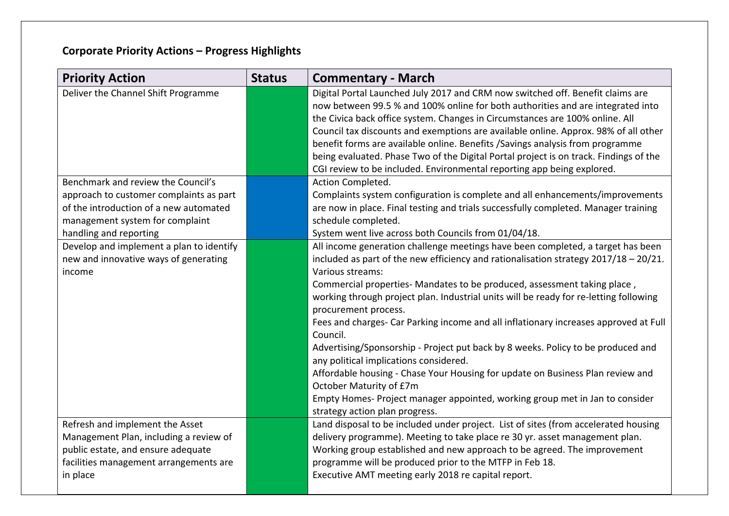**Corporate Priority Actions – Progress Highlights**

| Priority Action | Status | Commentary - March |
|---|---|---|
| Deliver the Channel Shift Programme | | Digital Portal Launched July 2017 and CRM now switched off. Benefit claims are now between 99.5 % and 100% online for both authorities and are integrated into the Civica back office system. Changes in Circumstances are 100% online. All Council tax discounts and exemptions are available online. Approx. 98% of all other benefit forms are available online. Benefits /Savings analysis from programme being evaluated. Phase Two of the Digital Portal project is on track. Findings of the CGI review to be included. Environmental reporting app being explored. |
| Benchmark and review the Council's approach to customer complaints as part of the introduction of a new automated management system for complaint handling and reporting | | Action Completed.<br>Complaints system configuration is complete and all enhancements/improvements are now in place. Final testing and trials successfully completed. Manager training schedule completed.<br>System went live across both Councils from 01/04/18. |
| Develop and implement a plan to identify new and innovative ways of generating income | | All income generation challenge meetings have been completed, a target has been included as part of the new efficiency and rationalisation strategy 2017/18 – 20/21.<br>Various streams:<br>Commercial properties- Mandates to be produced, assessment taking place , working through project plan. Industrial units will be ready for re-letting following procurement process.<br>Fees and charges- Car Parking income and all inflationary increases approved at Full Council.<br>Advertising/Sponsorship - Project put back by 8 weeks. Policy to be produced and any political implications considered.<br>Affordable housing - Chase Your Housing for update on Business Plan review and October Maturity of £7m<br>Empty Homes- Project manager appointed, working group met in Jan to consider strategy action plan progress. |
| Refresh and implement the Asset Management Plan, including a review of public estate, and ensure adequate facilities management arrangements are in place | | Land disposal to be included under project. List of sites (from accelerated housing delivery programme). Meeting to take place re 30 yr. asset management plan. Working group established and new approach to be agreed. The improvement programme will be produced prior to the MTFP in Feb 18.<br>Executive AMT meeting early 2018 re capital report. |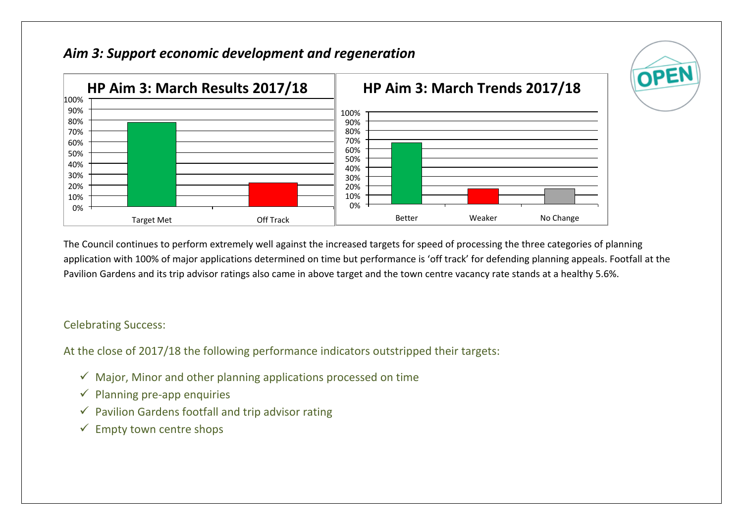## *Aim 3: Support economic development and regeneration*

**HP Aim 3: March Results 2017/18**

**HP Aim 3: March Trends 2017/18**

The Council continues to perform extremely well against the increased targets for speed of processing the three categories of planning application with 100% of major applications determined on time but performance is 'off track' for defending planning appeals. Footfall at the Pavilion Gardens and its trip advisor ratings also came in above target and the town centre vacancy rate stands at a healthy 5.6%.

Celebrating Success:

At the close of 2017/18 the following performance indicators outstripped their targets:

- ✓ Major, Minor and other planning applications processed on time
- ✓ Planning pre-app enquiries
- ✓ Pavilion Gardens footfall and trip advisor rating
- ✓ Empty town centre shops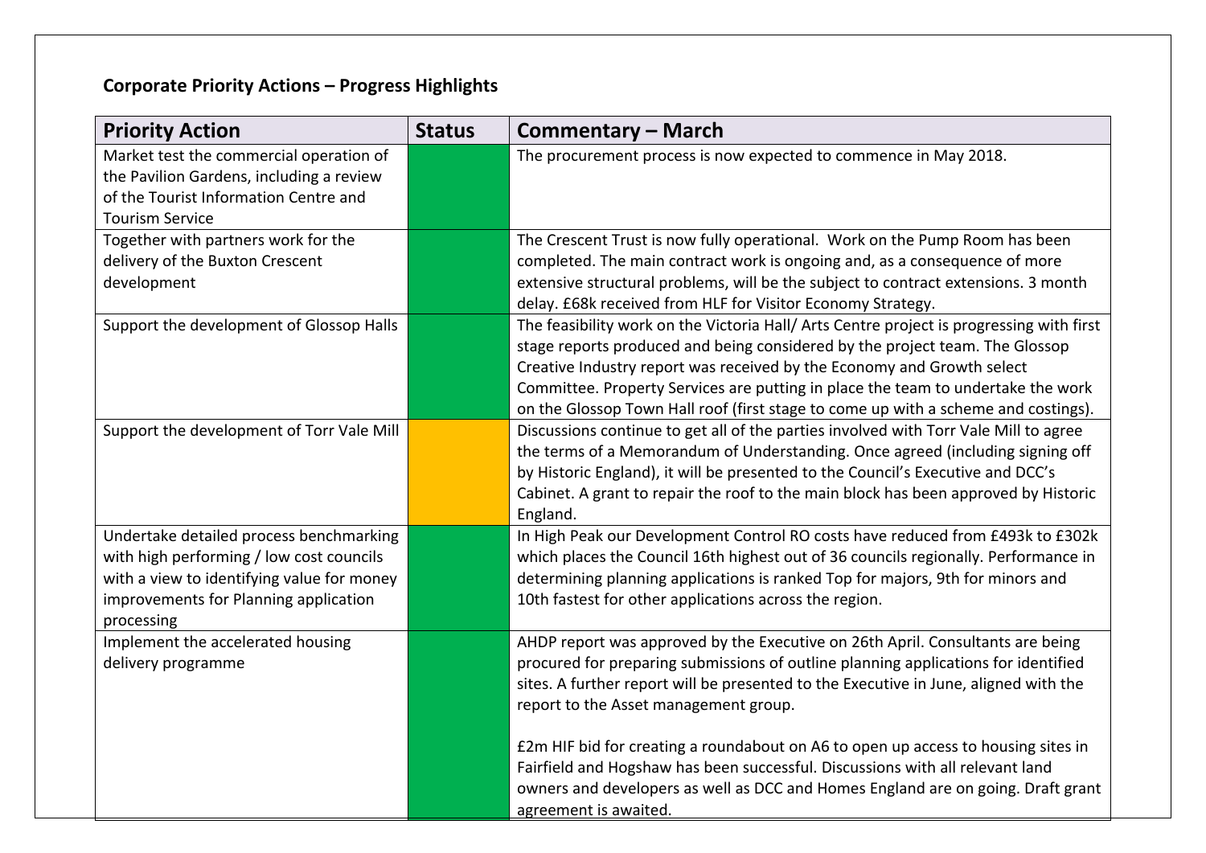**Corporate Priority Actions – Progress Highlights**

| Priority Action | Status | Commentary – March |
|---|---|---|
| Market test the commercial operation of the Pavilion Gardens, including a review of the Tourist Information Centre and Tourism Service | | The procurement process is now expected to commence in May 2018. |
| Together with partners work for the delivery of the Buxton Crescent development | | The Crescent Trust is now fully operational. Work on the Pump Room has been completed. The main contract work is ongoing and, as a consequence of more extensive structural problems, will be the subject to contract extensions. 3 month delay. £68k received from HLF for Visitor Economy Strategy. |
| Support the development of Glossop Halls | | The feasibility work on the Victoria Hall/ Arts Centre project is progressing with first stage reports produced and being considered by the project team. The Glossop Creative Industry report was received by the Economy and Growth select Committee. Property Services are putting in place the team to undertake the work on the Glossop Town Hall roof (first stage to come up with a scheme and costings). |
| Support the development of Torr Vale Mill | | Discussions continue to get all of the parties involved with Torr Vale Mill to agree the terms of a Memorandum of Understanding. Once agreed (including signing off by Historic England), it will be presented to the Council's Executive and DCC's Cabinet. A grant to repair the roof to the main block has been approved by Historic England. |
| Undertake detailed process benchmarking with high performing / low cost councils with a view to identifying value for money improvements for Planning application processing | | In High Peak our Development Control RO costs have reduced from £493k to £302k which places the Council 16th highest out of 36 councils regionally. Performance in determining planning applications is ranked Top for majors, 9th for minors and 10th fastest for other applications across the region. |
| Implement the accelerated housing delivery programme | | AHDP report was approved by the Executive on 26th April. Consultants are being procured for preparing submissions of outline planning applications for identified sites. A further report will be presented to the Executive in June, aligned with the report to the Asset management group.<br><br>£2m HIF bid for creating a roundabout on A6 to open up access to housing sites in Fairfield and Hogshaw has been successful. Discussions with all relevant land owners and developers as well as DCC and Homes England are on going. Draft grant agreement is awaited. |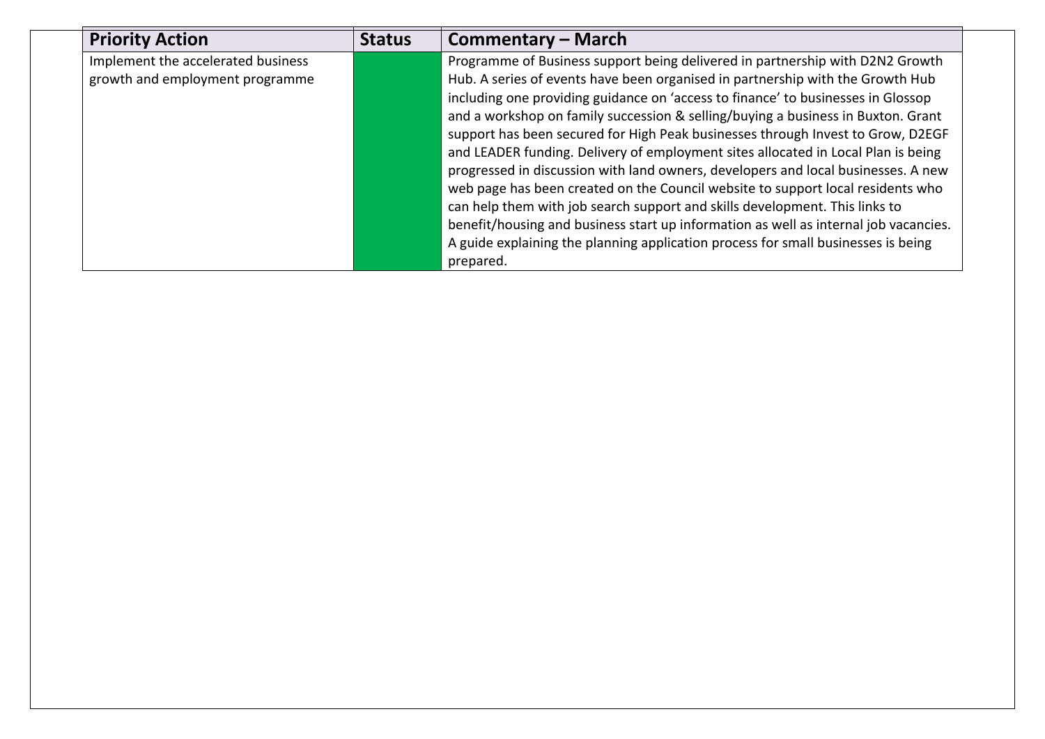| Priority Action | Status | Commentary – March |
|---|---|---|
| Implement the accelerated business growth and employment programme | | Programme of Business support being delivered in partnership with D2N2 Growth Hub. A series of events have been organised in partnership with the Growth Hub including one providing guidance on 'access to finance' to businesses in Glossop and a workshop on family succession & selling/buying a business in Buxton. Grant support has been secured for High Peak businesses through Invest to Grow, D2EGF and LEADER funding. Delivery of employment sites allocated in Local Plan is being progressed in discussion with land owners, developers and local businesses. A new web page has been created on the Council website to support local residents who can help them with job search support and skills development. This links to benefit/housing and business start up information as well as internal job vacancies. A guide explaining the planning application process for small businesses is being prepared. |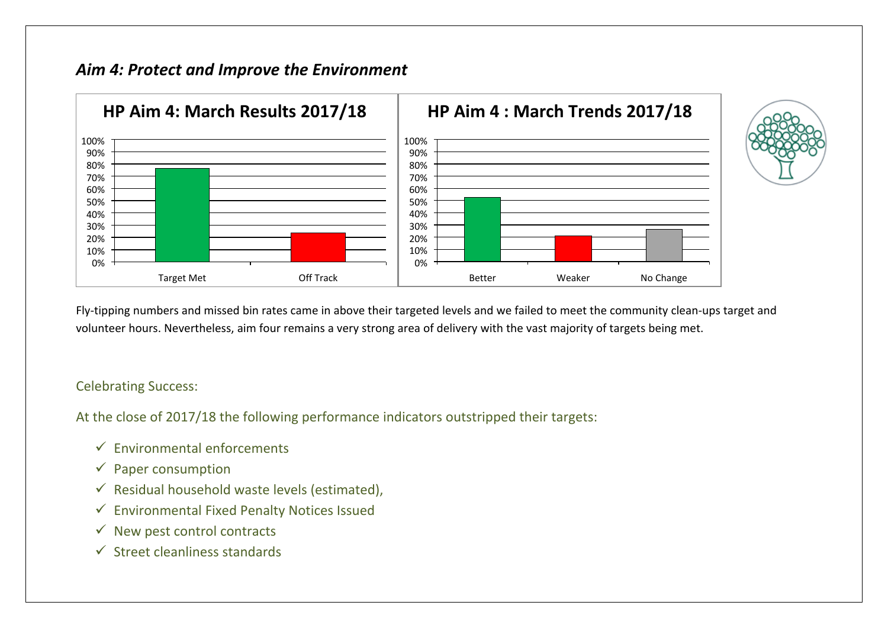## *Aim 4: Protect and Improve the Environment*

Fly-tipping numbers and missed bin rates came in above their targeted levels and we failed to meet the community clean-ups target and volunteer hours. Nevertheless, aim four remains a very strong area of delivery with the vast majority of targets being met.

Celebrating Success:

At the close of 2017/18 the following performance indicators outstripped their targets:

- ✓ Environmental enforcements
- ✓ Paper consumption
- ✓ Residual household waste levels (estimated),
- ✓ Environmental Fixed Penalty Notices Issued
- ✓ New pest control contracts
- ✓ Street cleanliness standards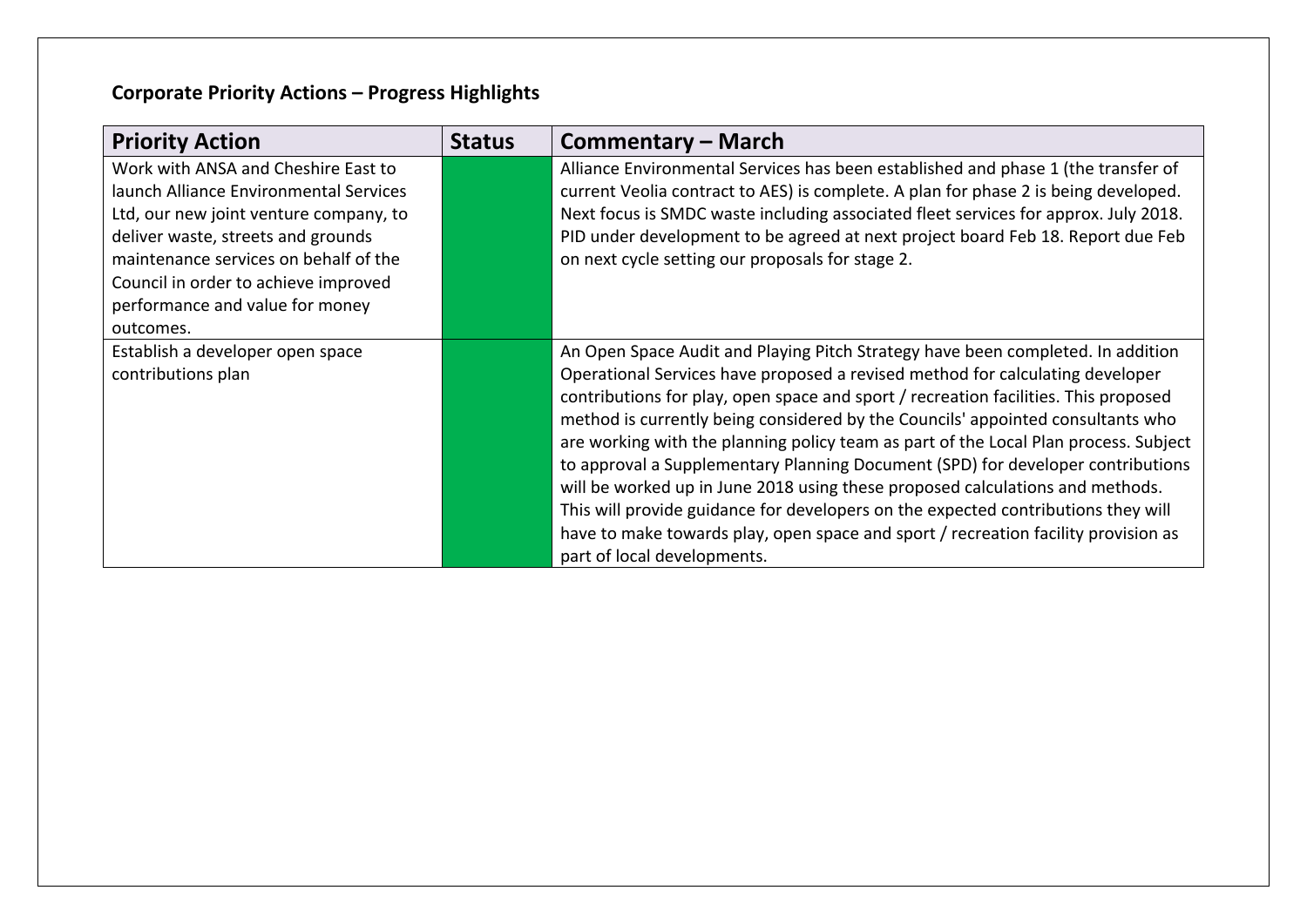**Corporate Priority Actions – Progress Highlights**

| Priority Action | Status | Commentary – March |
|---|---|---|
| Work with ANSA and Cheshire East to launch Alliance Environmental Services Ltd, our new joint venture company, to deliver waste, streets and grounds maintenance services on behalf of the Council in order to achieve improved performance and value for money outcomes. | | Alliance Environmental Services has been established and phase 1 (the transfer of current Veolia contract to AES) is complete. A plan for phase 2 is being developed. Next focus is SMDC waste including associated fleet services for approx. July 2018. PID under development to be agreed at next project board Feb 18. Report due Feb on next cycle setting our proposals for stage 2. |
| Establish a developer open space contributions plan | | An Open Space Audit and Playing Pitch Strategy have been completed. In addition Operational Services have proposed a revised method for calculating developer contributions for play, open space and sport / recreation facilities. This proposed method is currently being considered by the Councils' appointed consultants who are working with the planning policy team as part of the Local Plan process. Subject to approval a Supplementary Planning Document (SPD) for developer contributions will be worked up in June 2018 using these proposed calculations and methods. This will provide guidance for developers on the expected contributions they will have to make towards play, open space and sport / recreation facility provision as part of local developments. |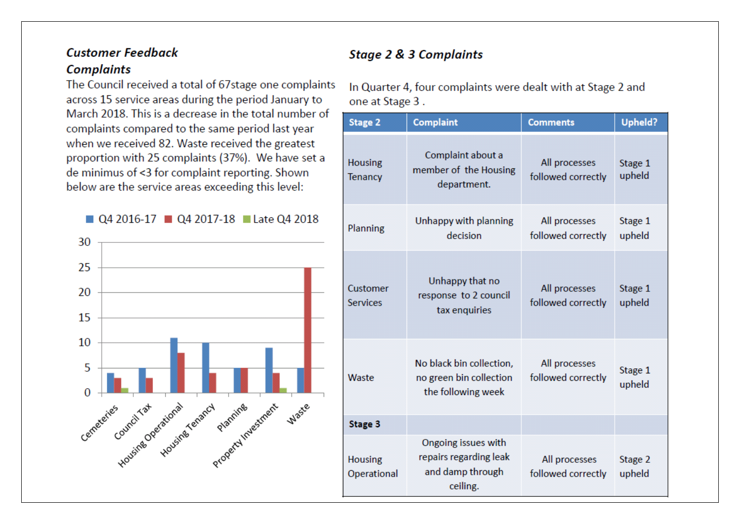### *Customer Feedback Complaints*

The Council received a total of 67stage one complaints across 15 service areas during the period January to March 2018. This is a decrease in the total number of complaints compared to the same period last year when we received 82. Waste received the greatest proportion with 25 complaints (37%). We have set a de minimus of <3 for complaint reporting. Shown below are the service areas exceeding this level:

| Service area | Q4 2016-17 | Q4 2017-18 | Late Q4 2018 |
|---|---|---|---|
| Cemeteries | 4 | 3 | 1 |
| Council Tax | 5 | 3 | |
| Housing Operational | 11 | 8 | |
| Housing Tenancy | 10 | 4 | |
| Planning | 5 | 5 | |
| Property Investment | 9 | 4 | 1 |
| Waste | 5 | 25 | |

### *Stage 2 & 3 Complaints*

In Quarter 4, four complaints were dealt with at Stage 2 and one at Stage 3 .

| Stage 2 | Complaint | Comments | Upheld? |
|---|---|---|---|
| Housing Tenancy | Complaint about a member of the Housing department. | All processes followed correctly | Stage 1 upheld |
| Planning | Unhappy with planning decision | All processes followed correctly | Stage 1 upheld |
| Customer Services | Unhappy that no response to 2 council tax enquiries | All processes followed correctly | Stage 1 upheld |
| Waste | No black bin collection, no green bin collection the following week | All processes followed correctly | Stage 1 upheld |
| **Stage 3** | | | |
| Housing Operational | Ongoing issues with repairs regarding leak and damp through ceiling. | All processes followed correctly | Stage 2 upheld |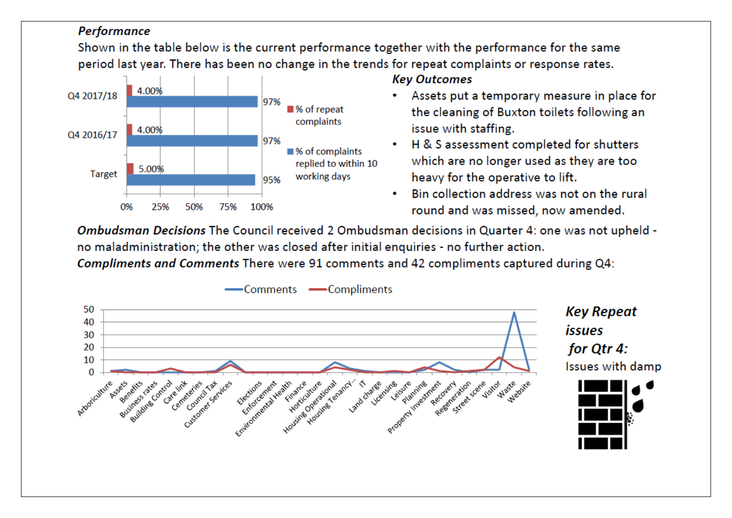***Performance***

Shown in the table below is the current performance together with the performance for the same period last year. There has been no change in the trends for repeat complaints or response rates.

| | % of repeat complaints | % of complaints replied to within 10 working days |
|---|---|---|
| Q4 2017/18 | 4.00% | 97% |
| Q4 2016/17 | 4.00% | 97% |
| Target | 5.00% | 95% |

***Key Outcomes***

- Assets put a temporary measure in place for the cleaning of Buxton toilets following an issue with staffing.
- H & S assessment completed for shutters which are no longer used as they are too heavy for the operative to lift.
- Bin collection address was not on the rural round and was missed, now amended.

***Ombudsman Decisions*** The Council received 2 Ombudsman decisions in Quarter 4: one was not upheld - no maladministration; the other was closed after initial enquiries - no further action.

***Compliments and Comments*** There were 91 comments and 42 compliments captured during Q4:

Comments / Compliments by service: Arboriculture, Assets, Benefits, Business rates, Building Control, Care link, Cemeteries, Council Tax, Customer Services, Elections, Enforcement, Environmental Health, Finance, Horticulture, Housing Operational, Housing Tenancy..., IT, Land charge, Licensing, Leisure, Planning, Property Investment, Recovery, Regeneration, Street scene, Visitor, Waste, Website

***Key Repeat issues for Qtr 4:***

Issues with damp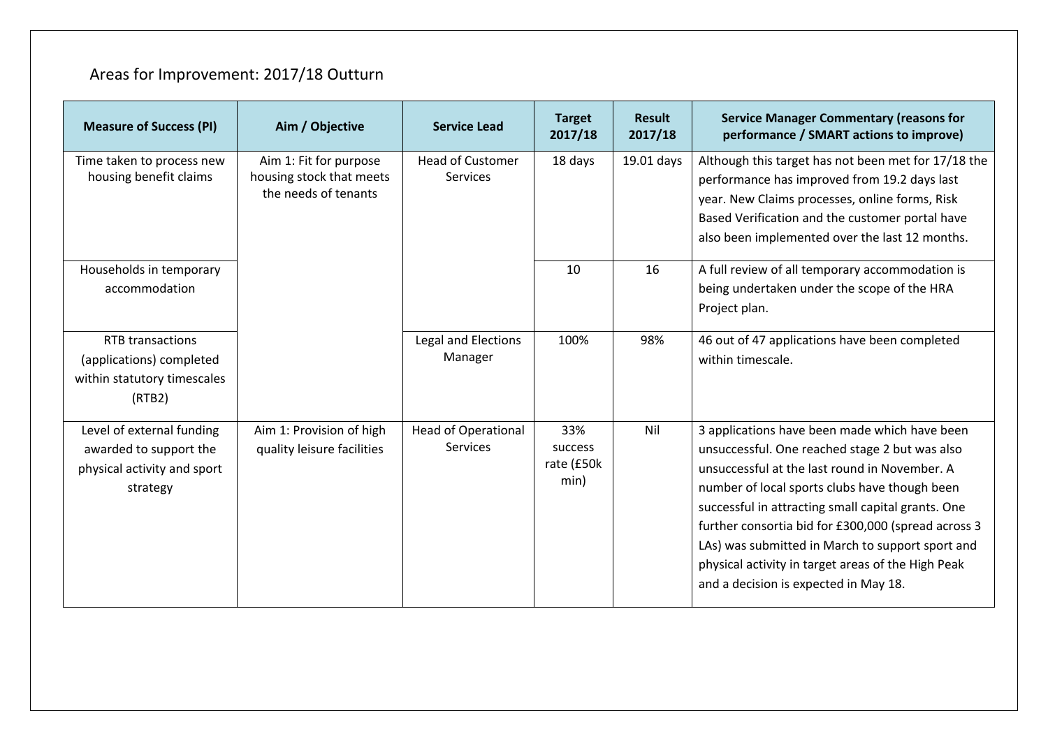## Areas for Improvement: 2017/18 Outturn

| Measure of Success (PI) | Aim / Objective | Service Lead | Target 2017/18 | Result 2017/18 | Service Manager Commentary (reasons for performance / SMART actions to improve) |
|---|---|---|---|---|---|
| Time taken to process new housing benefit claims | Aim 1: Fit for purpose housing stock that meets the needs of tenants | Head of Customer Services | 18 days | 19.01 days | Although this target has not been met for 17/18 the performance has improved from 19.2 days last year. New Claims processes, online forms, Risk Based Verification and the customer portal have also been implemented over the last 12 months. |
| Households in temporary accommodation | | | 10 | 16 | A full review of all temporary accommodation is being undertaken under the scope of the HRA Project plan. |
| RTB transactions (applications) completed within statutory timescales (RTB2) | | Legal and Elections Manager | 100% | 98% | 46 out of 47 applications have been completed within timescale. |
| Level of external funding awarded to support the physical activity and sport strategy | Aim 1: Provision of high quality leisure facilities | Head of Operational Services | 33% success rate (£50k min) | Nil | 3 applications have been made which have been unsuccessful. One reached stage 2 but was also unsuccessful at the last round in November. A number of local sports clubs have though been successful in attracting small capital grants. One further consortia bid for £300,000 (spread across 3 LAs) was submitted in March to support sport and physical activity in target areas of the High Peak and a decision is expected in May 18. |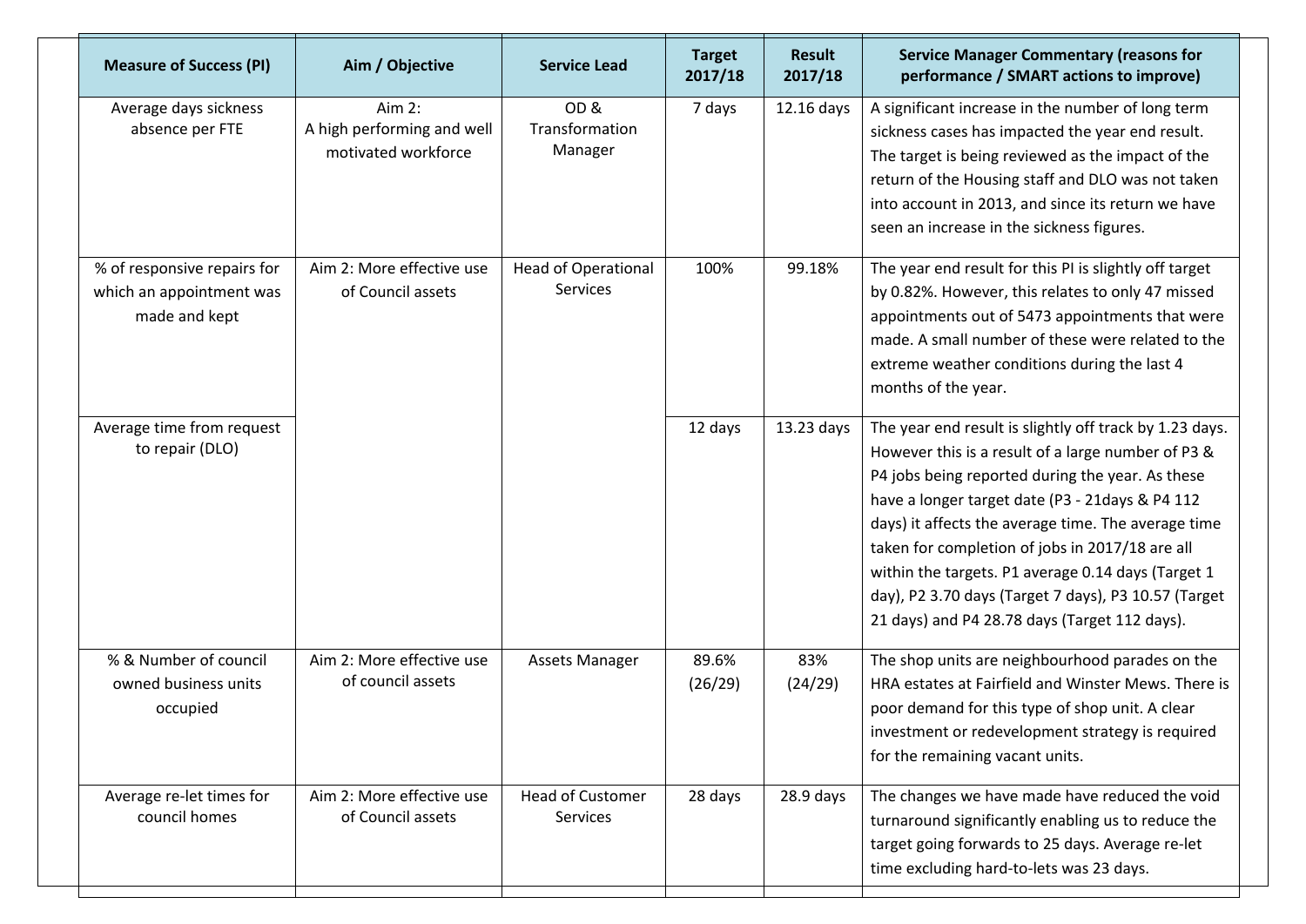| Measure of Success (PI) | Aim / Objective | Service Lead | Target 2017/18 | Result 2017/18 | Service Manager Commentary (reasons for performance / SMART actions to improve) |
|---|---|---|---|---|---|
| Average days sickness absence per FTE | Aim 2: A high performing and well motivated workforce | OD & Transformation Manager | 7 days | 12.16 days | A significant increase in the number of long term sickness cases has impacted the year end result. The target is being reviewed as the impact of the return of the Housing staff and DLO was not taken into account in 2013, and since its return we have seen an increase in the sickness figures. |
| % of responsive repairs for which an appointment was made and kept | Aim 2: More effective use of Council assets | Head of Operational Services | 100% | 99.18% | The year end result for this PI is slightly off target by 0.82%. However, this relates to only 47 missed appointments out of 5473 appointments that were made. A small number of these were related to the extreme weather conditions during the last 4 months of the year. |
| Average time from request to repair (DLO) | | | 12 days | 13.23 days | The year end result is slightly off track by 1.23 days. However this is a result of a large number of P3 & P4 jobs being reported during the year. As these have a longer target date (P3 - 21days & P4 112 days) it affects the average time. The average time taken for completion of jobs in 2017/18 are all within the targets. P1 average 0.14 days (Target 1 day), P2 3.70 days (Target 7 days), P3 10.57 (Target 21 days) and P4 28.78 days (Target 112 days). |
| % & Number of council owned business units occupied | Aim 2: More effective use of council assets | Assets Manager | 89.6% (26/29) | 83% (24/29) | The shop units are neighbourhood parades on the HRA estates at Fairfield and Winster Mews. There is poor demand for this type of shop unit. A clear investment or redevelopment strategy is required for the remaining vacant units. |
| Average re-let times for council homes | Aim 2: More effective use of Council assets | Head of Customer Services | 28 days | 28.9 days | The changes we have made have reduced the void turnaround significantly enabling us to reduce the target going forwards to 25 days. Average re-let time excluding hard-to-lets was 23 days. |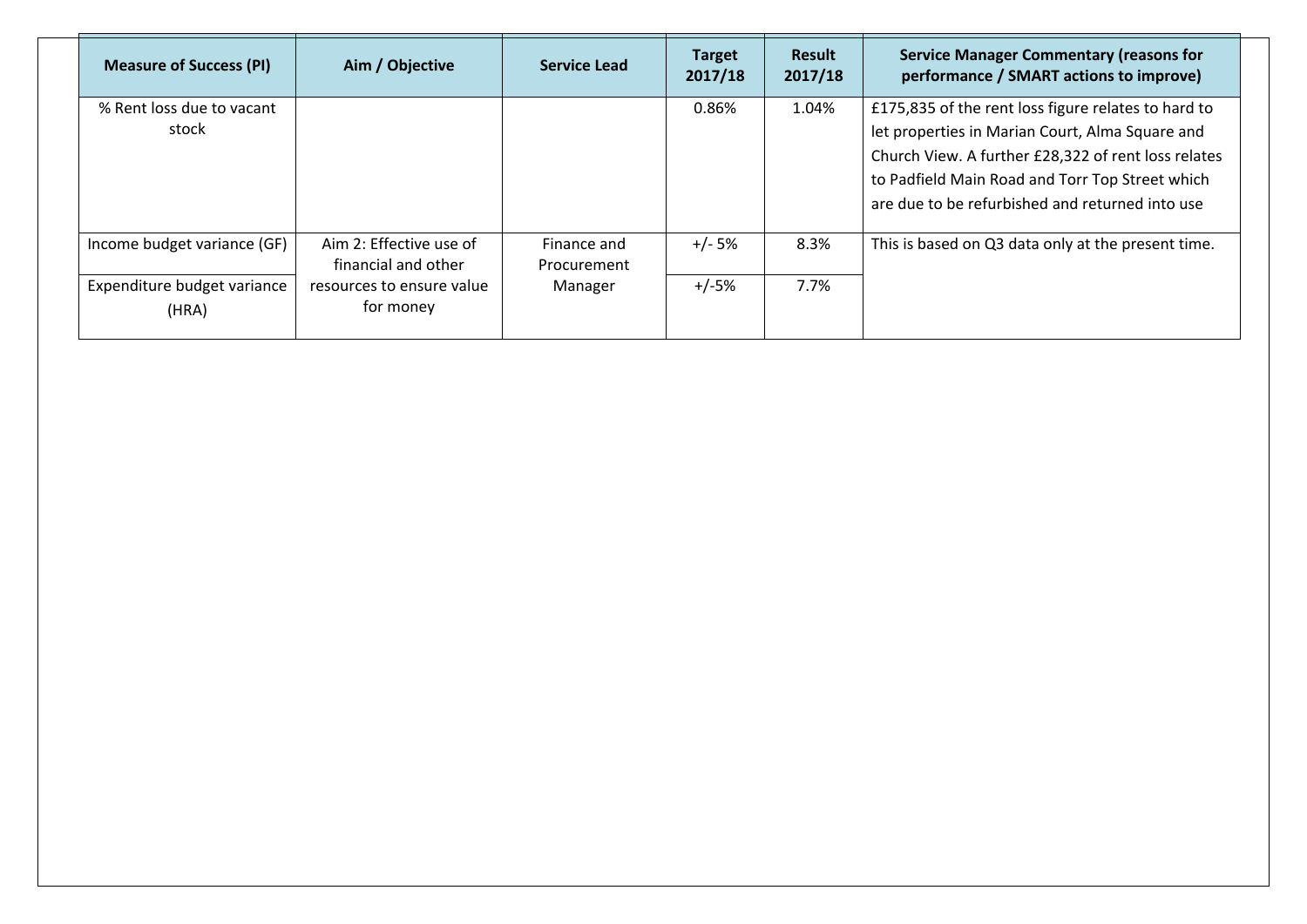| Measure of Success (PI) | Aim / Objective | Service Lead | Target 2017/18 | Result 2017/18 | Service Manager Commentary (reasons for performance / SMART actions to improve) |
|---|---|---|---|---|---|
| % Rent loss due to vacant stock | | | 0.86% | 1.04% | £175,835 of the rent loss figure relates to hard to let properties in Marian Court, Alma Square and Church View. A further £28,322 of rent loss relates to Padfield Main Road and Torr Top Street which are due to be refurbished and returned into use |
| Income budget variance (GF) | Aim 2: Effective use of financial and other resources to ensure value for money | Finance and Procurement Manager | +/- 5% | 8.3% | This is based on Q3 data only at the present time. |
| Expenditure budget variance (HRA) | | | +/-5% | 7.7% | |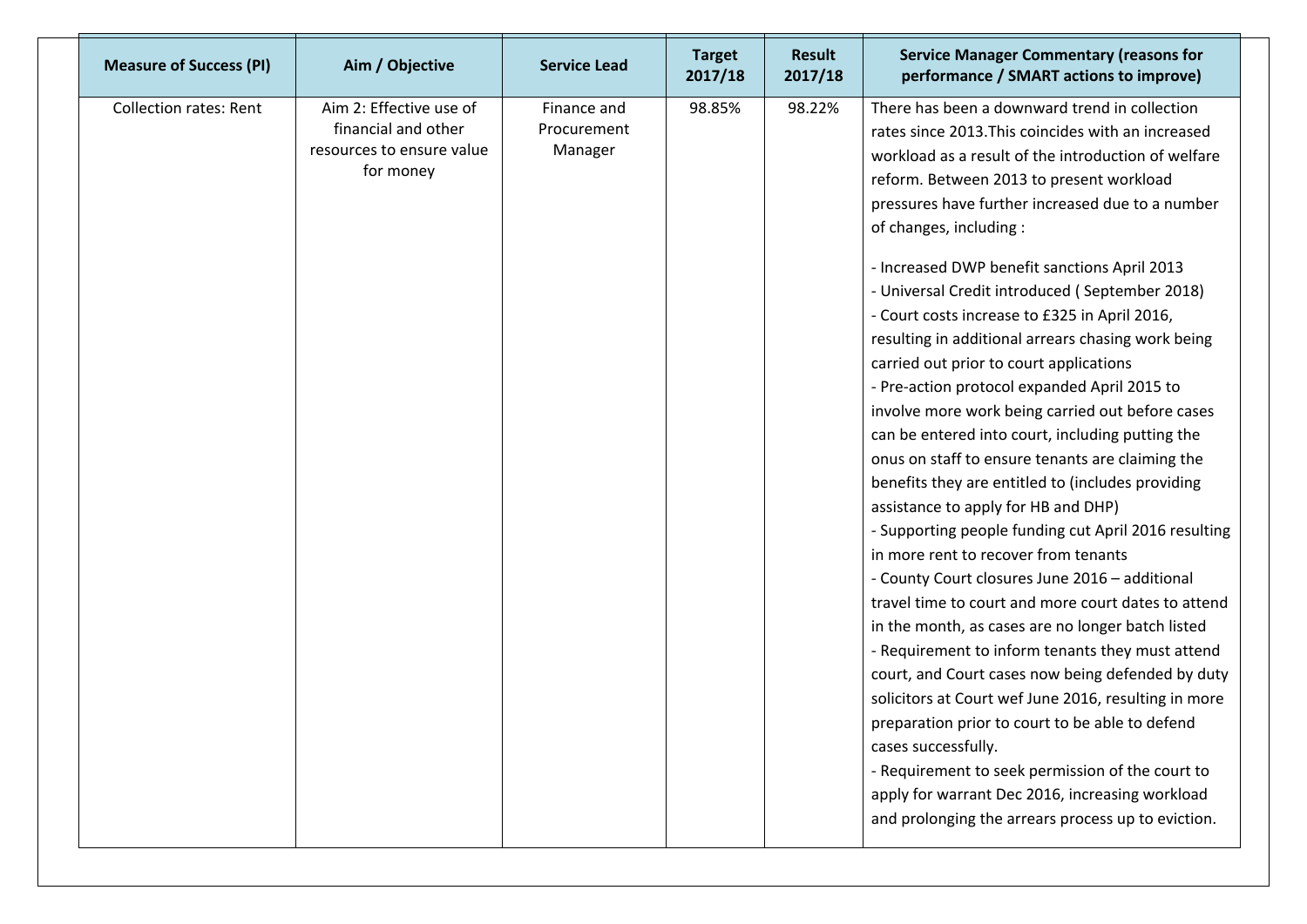| Measure of Success (PI) | Aim / Objective | Service Lead | Target 2017/18 | Result 2017/18 | Service Manager Commentary (reasons for performance / SMART actions to improve) |
|---|---|---|---|---|---|
| Collection rates: Rent | Aim 2: Effective use of financial and other resources to ensure value for money | Finance and Procurement Manager | 98.85% | 98.22% | There has been a downward trend in collection rates since 2013.This coincides with an increased workload as a result of the introduction of welfare reform. Between 2013 to present workload pressures have further increased due to a number of changes, including :<br><br>- Increased DWP benefit sanctions April 2013<br>- Universal Credit introduced ( September 2018)<br>- Court costs increase to £325 in April 2016, resulting in additional arrears chasing work being carried out prior to court applications<br>- Pre-action protocol expanded April 2015 to involve more work being carried out before cases can be entered into court, including putting the onus on staff to ensure tenants are claiming the benefits they are entitled to (includes providing assistance to apply for HB and DHP)<br>- Supporting people funding cut April 2016 resulting in more rent to recover from tenants<br>- County Court closures June 2016 – additional travel time to court and more court dates to attend in the month, as cases are no longer batch listed<br>- Requirement to inform tenants they must attend court, and Court cases now being defended by duty solicitors at Court wef June 2016, resulting in more preparation prior to court to be able to defend cases successfully.<br>- Requirement to seek permission of the court to apply for warrant Dec 2016, increasing workload and prolonging the arrears process up to eviction. |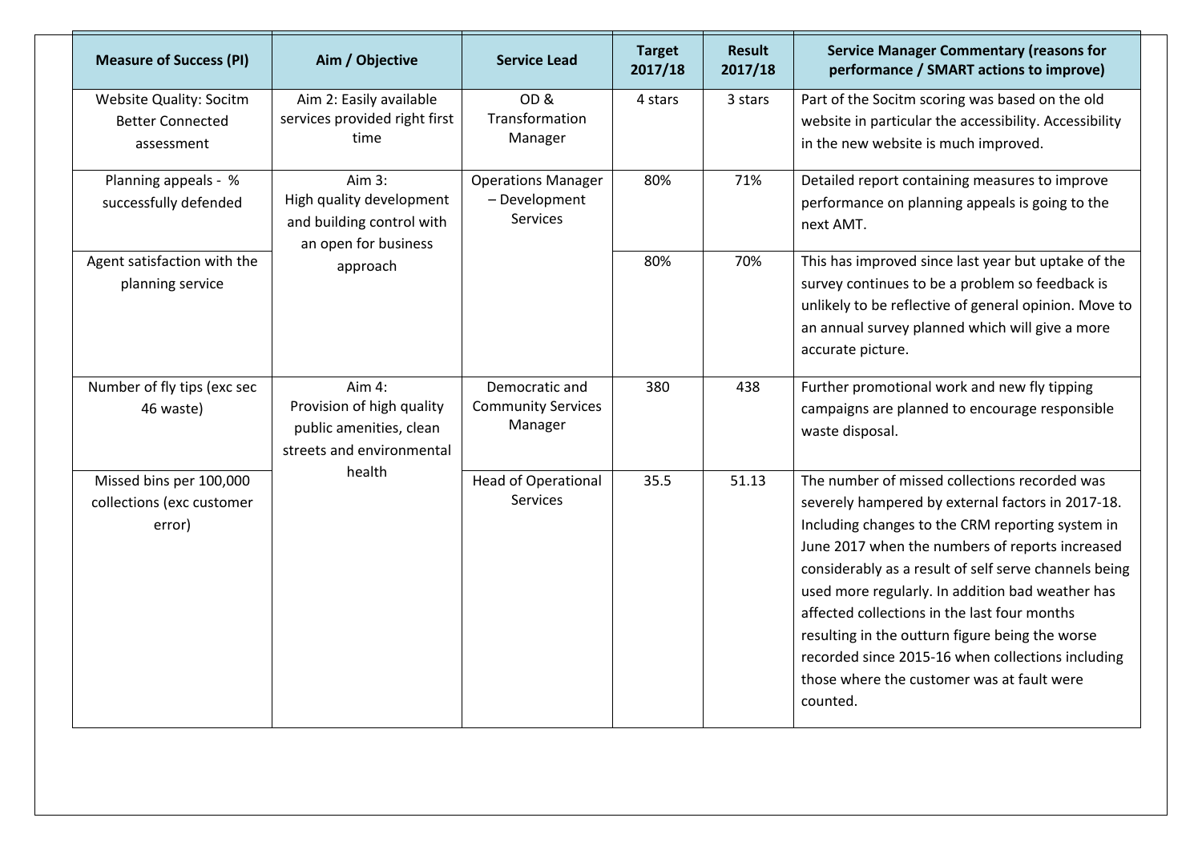| Measure of Success (PI) | Aim / Objective | Service Lead | Target 2017/18 | Result 2017/18 | Service Manager Commentary (reasons for performance / SMART actions to improve) |
|---|---|---|---|---|---|
| Website Quality: Socitm Better Connected assessment | Aim 2: Easily available services provided right first time | OD & Transformation Manager | 4 stars | 3 stars | Part of the Socitm scoring was based on the old website in particular the accessibility. Accessibility in the new website is much improved. |
| Planning appeals - % successfully defended | Aim 3: High quality development and building control with an open for business approach | Operations Manager – Development Services | 80% | 71% | Detailed report containing measures to improve performance on planning appeals is going to the next AMT. |
| Agent satisfaction with the planning service | | | 80% | 70% | This has improved since last year but uptake of the survey continues to be a problem so feedback is unlikely to be reflective of general opinion. Move to an annual survey planned which will give a more accurate picture. |
| Number of fly tips (exc sec 46 waste) | Aim 4: Provision of high quality public amenities, clean streets and environmental health | Democratic and Community Services Manager | 380 | 438 | Further promotional work and new fly tipping campaigns are planned to encourage responsible waste disposal. |
| Missed bins per 100,000 collections (exc customer error) | | Head of Operational Services | 35.5 | 51.13 | The number of missed collections recorded was severely hampered by external factors in 2017-18. Including changes to the CRM reporting system in June 2017 when the numbers of reports increased considerably as a result of self serve channels being used more regularly. In addition bad weather has affected collections in the last four months resulting in the outturn figure being the worse recorded since 2015-16 when collections including those where the customer was at fault were counted. |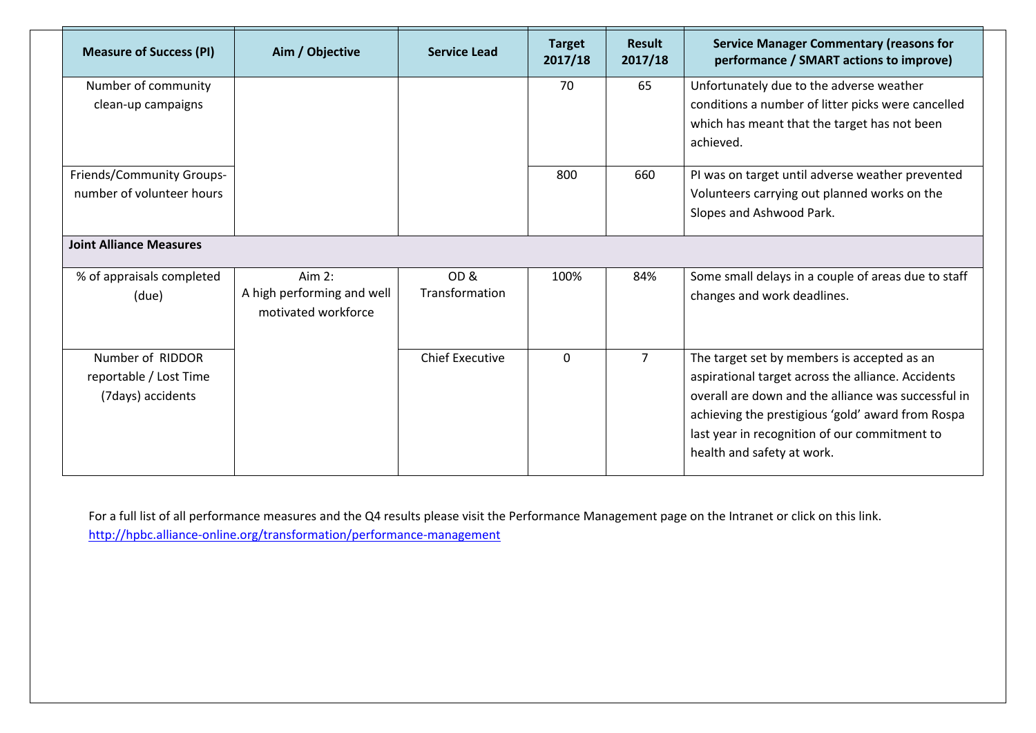| Measure of Success (PI) | Aim / Objective | Service Lead | Target 2017/18 | Result 2017/18 | Service Manager Commentary (reasons for performance / SMART actions to improve) |
|---|---|---|---|---|---|
| Number of community clean-up campaigns | | | 70 | 65 | Unfortunately due to the adverse weather conditions a number of litter picks were cancelled which has meant that the target has not been achieved. |
| Friends/Community Groups- number of volunteer hours | | | 800 | 660 | PI was on target until adverse weather prevented Volunteers carrying out planned works on the Slopes and Ashwood Park. |
| **Joint Alliance Measures** | | | | | |
| % of appraisals completed (due) | Aim 2: A high performing and well motivated workforce | OD & Transformation | 100% | 84% | Some small delays in a couple of areas due to staff changes and work deadlines. |
| Number of RIDDOR reportable / Lost Time (7days) accidents | | Chief Executive | 0 | 7 | The target set by members is accepted as an aspirational target across the alliance. Accidents overall are down and the alliance was successful in achieving the prestigious 'gold' award from Rospa last year in recognition of our commitment to health and safety at work. |

For a full list of all performance measures and the Q4 results please visit the Performance Management page on the Intranet or click on this link. http://hpbc.alliance-online.org/transformation/performance-management